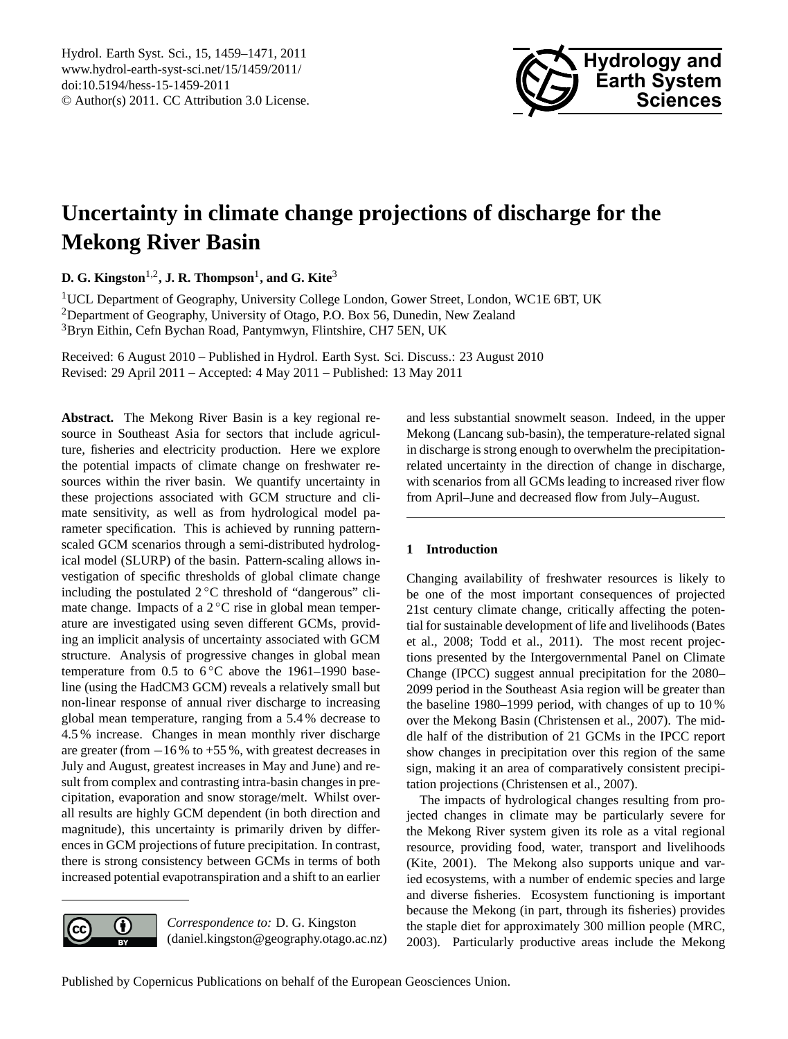# Uncertainty in climate change projections of discharge for the Mekong River Basin

**D. G. Kingston[1,2], J. R. Thompson[1], and G. Kite[3]**

[1]UCL Department of Geography, University College London, Gower Street, London, WC1E 6BT, UK
[2]Department of Geography, University of Otago, P.O. Box 56, Dunedin, New Zealand
[3]Bryn Eithin, Cefn Bychan Road, Pantymwyn, Flintshire, CH7 5EN, UK

Received: 6 August 2010 – Published in Hydrol. Earth Syst. Sci. Discuss.: 23 August 2010
Revised: 29 April 2011 – Accepted: 4 May 2011 – Published: 13 May 2011

**Abstract.** The Mekong River Basin is a key regional resource in Southeast Asia for sectors that include agriculture, fisheries and electricity production. Here we explore the potential impacts of climate change on freshwater resources within the river basin. We quantify uncertainty in these projections associated with GCM structure and climate sensitivity, as well as from hydrological model parameter specification. This is achieved by running pattern-scaled GCM scenarios through a semi-distributed hydrological model (SLURP) of the basin. Pattern-scaling allows investigation of specific thresholds of global climate change including the postulated 2 °C threshold of "dangerous" climate change. Impacts of a 2 °C rise in global mean temperature are investigated using seven different GCMs, providing an implicit analysis of uncertainty associated with GCM structure. Analysis of progressive changes in global mean temperature from 0.5 to 6 °C above the 1961–1990 baseline (using the HadCM3 GCM) reveals a relatively small but non-linear response of annual river discharge to increasing global mean temperature, ranging from a 5.4 % decrease to 4.5 % increase. Changes in mean monthly river discharge are greater (from −16 % to +55 %, with greatest decreases in July and August, greatest increases in May and June) and result from complex and contrasting intra-basin changes in precipitation, evaporation and snow storage/melt. Whilst overall results are highly GCM dependent (in both direction and magnitude), this uncertainty is primarily driven by differences in GCM projections of future precipitation. In contrast, there is strong consistency between GCMs in terms of both increased potential evapotranspiration and a shift to an earlier and less substantial snowmelt season. Indeed, in the upper Mekong (Lancang sub-basin), the temperature-related signal in discharge is strong enough to overwhelm the precipitation-related uncertainty in the direction of change in discharge, with scenarios from all GCMs leading to increased river flow from April–June and decreased flow from July–August.

*Correspondence to:* D. G. Kingston (daniel.kingston@geography.otago.ac.nz)

## 1 Introduction

Changing availability of freshwater resources is likely to be one of the most important consequences of projected 21st century climate change, critically affecting the potential for sustainable development of life and livelihoods (Bates et al., 2008; Todd et al., 2011). The most recent projections presented by the Intergovernmental Panel on Climate Change (IPCC) suggest annual precipitation for the 2080–2099 period in the Southeast Asia region will be greater than the baseline 1980–1999 period, with changes of up to 10 % over the Mekong Basin (Christensen et al., 2007). The middle half of the distribution of 21 GCMs in the IPCC report show changes in precipitation over this region of the same sign, making it an area of comparatively consistent precipitation projections (Christensen et al., 2007).

The impacts of hydrological changes resulting from projected changes in climate may be particularly severe for the Mekong River system given its role as a vital regional resource, providing food, water, transport and livelihoods (Kite, 2001). The Mekong also supports unique and varied ecosystems, with a number of endemic species and large and diverse fisheries. Ecosystem functioning is important because the Mekong (in part, through its fisheries) provides the staple diet for approximately 300 million people (MRC, 2003). Particularly productive areas include the Mekong

Published by Copernicus Publications on behalf of the European Geosciences Union.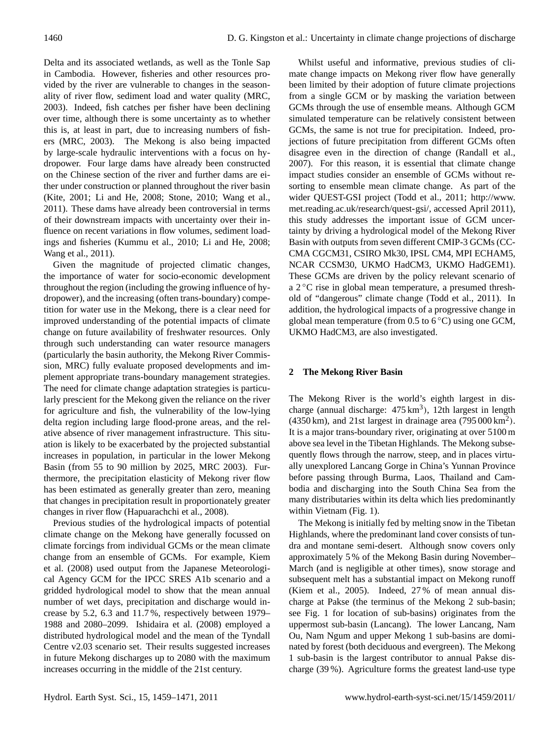Delta and its associated wetlands, as well as the Tonle Sap in Cambodia. However, fisheries and other resources provided by the river are vulnerable to changes in the seasonality of river flow, sediment load and water quality (MRC, 2003). Indeed, fish catches per fisher have been declining over time, although there is some uncertainty as to whether this is, at least in part, due to increasing numbers of fishers (MRC, 2003). The Mekong is also being impacted by large-scale hydraulic interventions with a focus on hydropower. Four large dams have already been constructed on the Chinese section of the river and further dams are either under construction or planned throughout the river basin (Kite, 2001; Li and He, 2008; Stone, 2010; Wang et al., 2011). These dams have already been controversial in terms of their downstream impacts with uncertainty over their influence on recent variations in flow volumes, sediment loadings and fisheries (Kummu et al., 2010; Li and He, 2008; Wang et al., 2011).

Given the magnitude of projected climatic changes, the importance of water for socio-economic development throughout the region (including the growing influence of hydropower), and the increasing (often trans-boundary) competition for water use in the Mekong, there is a clear need for improved understanding of the potential impacts of climate change on future availability of freshwater resources. Only through such understanding can water resource managers (particularly the basin authority, the Mekong River Commission, MRC) fully evaluate proposed developments and implement appropriate trans-boundary management strategies. The need for climate change adaptation strategies is particularly prescient for the Mekong given the reliance on the river for agriculture and fish, the vulnerability of the low-lying delta region including large flood-prone areas, and the relative absence of river management infrastructure. This situation is likely to be exacerbated by the projected substantial increases in population, in particular in the lower Mekong Basin (from 55 to 90 million by 2025, MRC 2003). Furthermore, the precipitation elasticity of Mekong river flow has been estimated as generally greater than zero, meaning that changes in precipitation result in proportionately greater changes in river flow (Hapuarachchi et al., 2008).

Previous studies of the hydrological impacts of potential climate change on the Mekong have generally focussed on climate forcings from individual GCMs or the mean climate change from an ensemble of GCMs. For example, Kiem et al. (2008) used output from the Japanese Meteorological Agency GCM for the IPCC SRES A1b scenario and a gridded hydrological model to show that the mean annual number of wet days, precipitation and discharge would increase by 5.2, 6.3 and 11.7 %, respectively between 1979–1988 and 2080–2099. Ishidaira et al. (2008) employed a distributed hydrological model and the mean of the Tyndall Centre v2.03 scenario set. Their results suggested increases in future Mekong discharges up to 2080 with the maximum increases occurring in the middle of the 21st century.

Whilst useful and informative, previous studies of climate change impacts on Mekong river flow have generally been limited by their adoption of future climate projections from a single GCM or by masking the variation between GCMs through the use of ensemble means. Although GCM simulated temperature can be relatively consistent between GCMs, the same is not true for precipitation. Indeed, projections of future precipitation from different GCMs often disagree even in the direction of change (Randall et al., 2007). For this reason, it is essential that climate change impact studies consider an ensemble of GCMs without resorting to ensemble mean climate change. As part of the wider QUEST-GSI project (Todd et al., 2011; http://www.met.reading.ac.uk/research/quest-gsi/, accessed April 2011), this study addresses the important issue of GCM uncertainty by driving a hydrological model of the Mekong River Basin with outputs from seven different CMIP-3 GCMs (CCCMA CGCM31, CSIRO Mk30, IPSL CM4, MPI ECHAM5, NCAR CCSM30, UKMO HadCM3, UKMO HadGEM1). These GCMs are driven by the policy relevant scenario of a 2 °C rise in global mean temperature, a presumed threshold of "dangerous" climate change (Todd et al., 2011). In addition, the hydrological impacts of a progressive change in global mean temperature (from 0.5 to 6 °C) using one GCM, UKMO HadCM3, are also investigated.

## 2 The Mekong River Basin

The Mekong River is the world's eighth largest in discharge (annual discharge: 475 $km^3$), 12th largest in length (4350 km), and 21st largest in drainage area (795 000 $km^2$). It is a major trans-boundary river, originating at over 5100 m above sea level in the Tibetan Highlands. The Mekong subsequently flows through the narrow, steep, and in places virtually unexplored Lancang Gorge in China's Yunnan Province before passing through Burma, Laos, Thailand and Cambodia and discharging into the South China Sea from the many distributaries within its delta which lies predominantly within Vietnam (Fig. 1).

The Mekong is initially fed by melting snow in the Tibetan Highlands, where the predominant land cover consists of tundra and montane semi-desert. Although snow covers only approximately 5 % of the Mekong Basin during November–March (and is negligible at other times), snow storage and subsequent melt has a substantial impact on Mekong runoff (Kiem et al., 2005). Indeed, 27 % of mean annual discharge at Pakse (the terminus of the Mekong 2 sub-basin; see Fig. 1 for location of sub-basins) originates from the uppermost sub-basin (Lancang). The lower Lancang, Nam Ou, Nam Ngum and upper Mekong 1 sub-basins are dominated by forest (both deciduous and evergreen). The Mekong 1 sub-basin is the largest contributor to annual Pakse discharge (39 %). Agriculture forms the greatest land-use type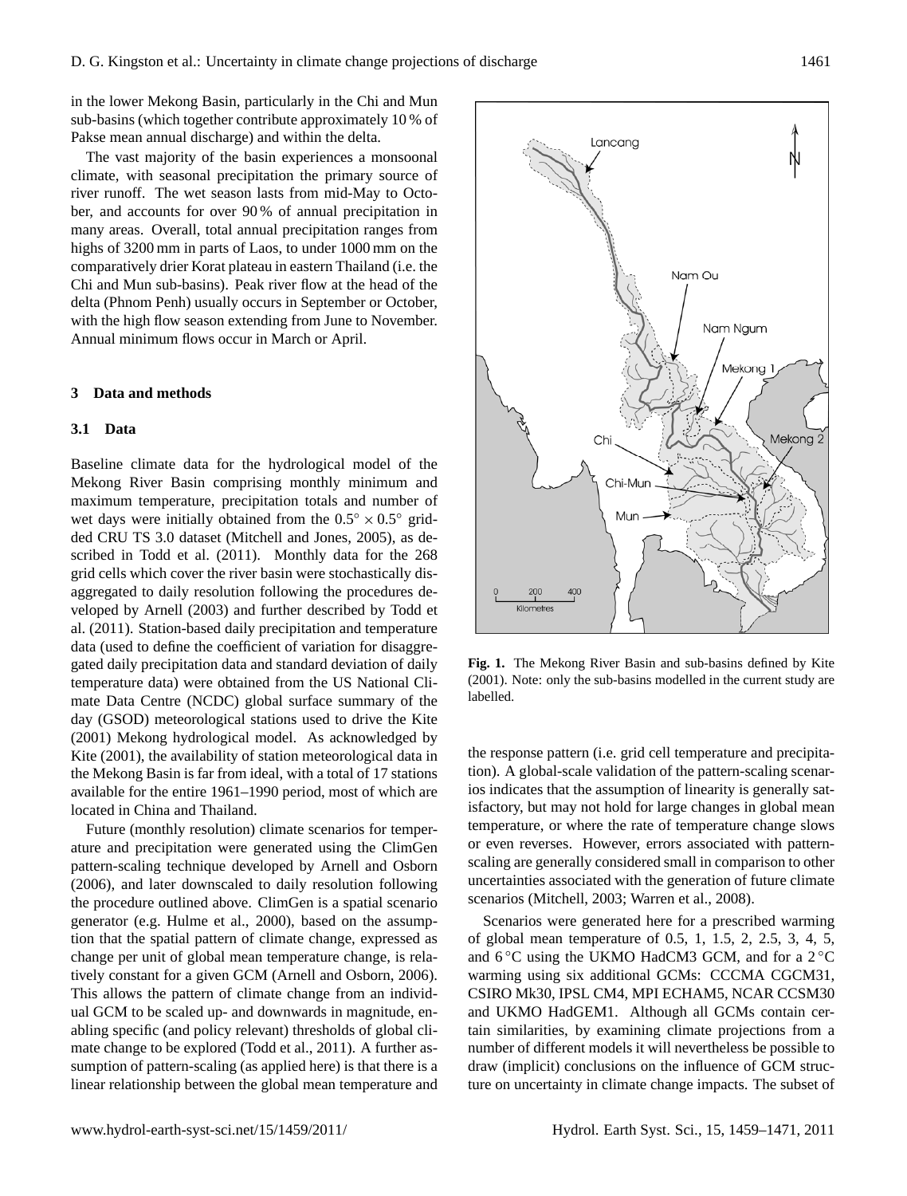in the lower Mekong Basin, particularly in the Chi and Mun sub-basins (which together contribute approximately 10 % of Pakse mean annual discharge) and within the delta.

The vast majority of the basin experiences a monsoonal climate, with seasonal precipitation the primary source of river runoff. The wet season lasts from mid-May to October, and accounts for over 90 % of annual precipitation in many areas. Overall, total annual precipitation ranges from highs of 3200 mm in parts of Laos, to under 1000 mm on the comparatively drier Korat plateau in eastern Thailand (i.e. the Chi and Mun sub-basins). Peak river flow at the head of the delta (Phnom Penh) usually occurs in September or October, with the high flow season extending from June to November. Annual minimum flows occur in March or April.

## 3 Data and methods

### 3.1 Data

Baseline climate data for the hydrological model of the Mekong River Basin comprising monthly minimum and maximum temperature, precipitation totals and number of wet days were initially obtained from the $0.5^\circ \times 0.5^\circ$ gridded CRU TS 3.0 dataset (Mitchell and Jones, 2005), as described in Todd et al. (2011). Monthly data for the 268 grid cells which cover the river basin were stochastically disaggregated to daily resolution following the procedures developed by Arnell (2003) and further described by Todd et al. (2011). Station-based daily precipitation and temperature data (used to define the coefficient of variation for disaggregated daily precipitation data and standard deviation of daily temperature data) were obtained from the US National Climate Data Centre (NCDC) global surface summary of the day (GSOD) meteorological stations used to drive the Kite (2001) Mekong hydrological model. As acknowledged by Kite (2001), the availability of station meteorological data in the Mekong Basin is far from ideal, with a total of 17 stations available for the entire 1961–1990 period, most of which are located in China and Thailand.

Future (monthly resolution) climate scenarios for temperature and precipitation were generated using the ClimGen pattern-scaling technique developed by Arnell and Osborn (2006), and later downscaled to daily resolution following the procedure outlined above. ClimGen is a spatial scenario generator (e.g. Hulme et al., 2000), based on the assumption that the spatial pattern of climate change, expressed as change per unit of global mean temperature change, is relatively constant for a given GCM (Arnell and Osborn, 2006). This allows the pattern of climate change from an individual GCM to be scaled up- and downwards in magnitude, enabling specific (and policy relevant) thresholds of global climate change to be explored (Todd et al., 2011). A further assumption of pattern-scaling (as applied here) is that there is a linear relationship between the global mean temperature and the response pattern (i.e. grid cell temperature and precipitation). A global-scale validation of the pattern-scaling scenarios indicates that the assumption of linearity is generally satisfactory, but may not hold for large changes in global mean temperature, or where the rate of temperature change slows or even reverses. However, errors associated with pattern-scaling are generally considered small in comparison to other uncertainties associated with the generation of future climate scenarios (Mitchell, 2003; Warren et al., 2008).

**Fig. 1.** The Mekong River Basin and sub-basins defined by Kite (2001). Note: only the sub-basins modelled in the current study are labelled.

Scenarios were generated here for a prescribed warming of global mean temperature of 0.5, 1, 1.5, 2, 2.5, 3, 4, 5, and 6 °C using the UKMO HadCM3 GCM, and for a 2 °C warming using six additional GCMs: CCCMA CGCM31, CSIRO Mk30, IPSL CM4, MPI ECHAM5, NCAR CCSM30 and UKMO HadGEM1. Although all GCMs contain certain similarities, by examining climate projections from a number of different models it will nevertheless be possible to draw (implicit) conclusions on the influence of GCM structure on uncertainty in climate change impacts. The subset of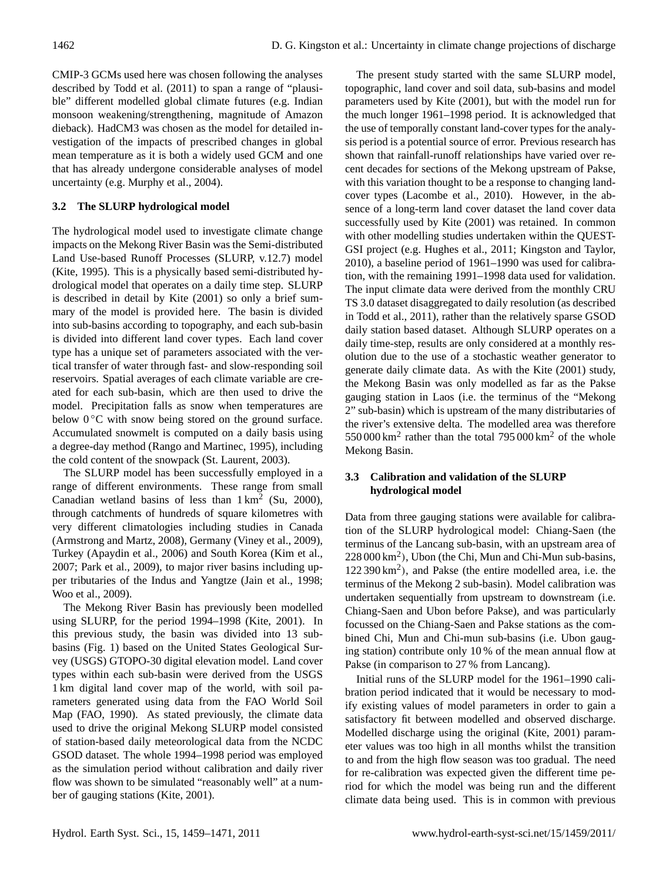CMIP-3 GCMs used here was chosen following the analyses described by Todd et al. (2011) to span a range of "plausible" different modelled global climate futures (e.g. Indian monsoon weakening/strengthening, magnitude of Amazon dieback). HadCM3 was chosen as the model for detailed investigation of the impacts of prescribed changes in global mean temperature as it is both a widely used GCM and one that has already undergone considerable analyses of model uncertainty (e.g. Murphy et al., 2004).

### 3.2 The SLURP hydrological model

The hydrological model used to investigate climate change impacts on the Mekong River Basin was the Semi-distributed Land Use-based Runoff Processes (SLURP, v.12.7) model (Kite, 1995). This is a physically based semi-distributed hydrological model that operates on a daily time step. SLURP is described in detail by Kite (2001) so only a brief summary of the model is provided here. The basin is divided into sub-basins according to topography, and each sub-basin is divided into different land cover types. Each land cover type has a unique set of parameters associated with the vertical transfer of water through fast- and slow-responding soil reservoirs. Spatial averages of each climate variable are created for each sub-basin, which are then used to drive the model. Precipitation falls as snow when temperatures are below 0 °C with snow being stored on the ground surface. Accumulated snowmelt is computed on a daily basis using a degree-day method (Rango and Martinec, 1995), including the cold content of the snowpack (St. Laurent, 2003).

The SLURP model has been successfully employed in a range of different environments. These range from small Canadian wetland basins of less than 1 km$^2$ (Su, 2000), through catchments of hundreds of square kilometres with very different climatologies including studies in Canada (Armstrong and Martz, 2008), Germany (Viney et al., 2009), Turkey (Apaydin et al., 2006) and South Korea (Kim et al., 2007; Park et al., 2009), to major river basins including upper tributaries of the Indus and Yangtze (Jain et al., 1998; Woo et al., 2009).

The Mekong River Basin has previously been modelled using SLURP, for the period 1994–1998 (Kite, 2001). In this previous study, the basin was divided into 13 sub-basins (Fig. 1) based on the United States Geological Survey (USGS) GTOPO-30 digital elevation model. Land cover types within each sub-basin were derived from the USGS 1 km digital land cover map of the world, with soil parameters generated using data from the FAO World Soil Map (FAO, 1990). As stated previously, the climate data used to drive the original Mekong SLURP model consisted of station-based daily meteorological data from the NCDC GSOD dataset. The whole 1994–1998 period was employed as the simulation period without calibration and daily river flow was shown to be simulated "reasonably well" at a number of gauging stations (Kite, 2001).

The present study started with the same SLURP model, topographic, land cover and soil data, sub-basins and model parameters used by Kite (2001), but with the model run for the much longer 1961–1998 period. It is acknowledged that the use of temporally constant land-cover types for the analysis period is a potential source of error. Previous research has shown that rainfall-runoff relationships have varied over recent decades for sections of the Mekong upstream of Pakse, with this variation thought to be a response to changing land-cover types (Lacombe et al., 2010). However, in the absence of a long-term land cover dataset the land cover data successfully used by Kite (2001) was retained. In common with other modelling studies undertaken within the QUEST-GSI project (e.g. Hughes et al., 2011; Kingston and Taylor, 2010), a baseline period of 1961–1990 was used for calibration, with the remaining 1991–1998 data used for validation. The input climate data were derived from the monthly CRU TS 3.0 dataset disaggregated to daily resolution (as described in Todd et al., 2011), rather than the relatively sparse GSOD daily station based dataset. Although SLURP operates on a daily time-step, results are only considered at a monthly resolution due to the use of a stochastic weather generator to generate daily climate data. As with the Kite (2001) study, the Mekong Basin was only modelled as far as the Pakse gauging station in Laos (i.e. the terminus of the "Mekong 2" sub-basin) which is upstream of the many distributaries of the river's extensive delta. The modelled area was therefore 550 000 km$^2$ rather than the total 795 000 km$^2$ of the whole Mekong Basin.

### 3.3 Calibration and validation of the SLURP hydrological model

Data from three gauging stations were available for calibration of the SLURP hydrological model: Chiang-Saen (the terminus of the Lancang sub-basin, with an upstream area of 228 000 km$^2$), Ubon (the Chi, Mun and Chi-Mun sub-basins, 122 390 km$^2$), and Pakse (the entire modelled area, i.e. the terminus of the Mekong 2 sub-basin). Model calibration was undertaken sequentially from upstream to downstream (i.e. Chiang-Saen and Ubon before Pakse), and was particularly focussed on the Chiang-Saen and Pakse stations as the combined Chi, Mun and Chi-mun sub-basins (i.e. Ubon gauging station) contribute only 10 % of the mean annual flow at Pakse (in comparison to 27 % from Lancang).

Initial runs of the SLURP model for the 1961–1990 calibration period indicated that it would be necessary to modify existing values of model parameters in order to gain a satisfactory fit between modelled and observed discharge. Modelled discharge using the original (Kite, 2001) parameter values was too high in all months whilst the transition to and from the high flow season was too gradual. The need for re-calibration was expected given the different time period for which the model was being run and the different climate data being used. This is in common with previous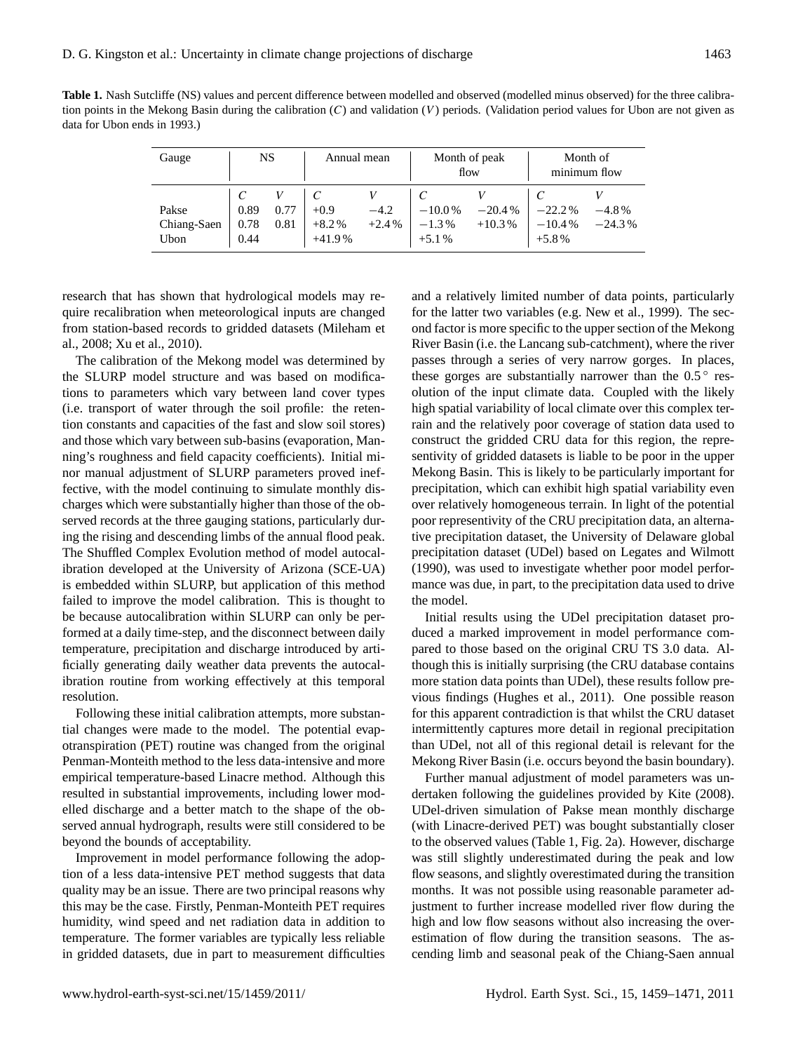**Table 1.** Nash Sutcliffe (NS) values and percent difference between modelled and observed (modelled minus observed) for the three calibration points in the Mekong Basin during the calibration ($C$) and validation ($V$) periods. (Validation period values for Ubon are not given as data for Ubon ends in 1993.)

| Gauge | NS | | Annual mean | | Month of peak flow | | Month of minimum flow | |
|---|---|---|---|---|---|---|---|---|
| | $C$ | $V$ | $C$ | $V$ | $C$ | $V$ | $C$ | $V$ |
| Pakse | 0.89 | 0.77 | +0.9 | −4.2 | −10.0 % | −20.4 % | −22.2 % | −4.8 % |
| Chiang-Saen | 0.78 | 0.81 | +8.2 % | +2.4 % | −1.3 % | +10.3 % | −10.4 % | −24.3 % |
| Ubon | 0.44 | | +41.9 % | | +5.1 % | | +5.8 % | |

research that has shown that hydrological models may require recalibration when meteorological inputs are changed from station-based records to gridded datasets (Mileham et al., 2008; Xu et al., 2010).

The calibration of the Mekong model was determined by the SLURP model structure and was based on modifications to parameters which vary between land cover types (i.e. transport of water through the soil profile: the retention constants and capacities of the fast and slow soil stores) and those which vary between sub-basins (evaporation, Manning's roughness and field capacity coefficients). Initial minor manual adjustment of SLURP parameters proved ineffective, with the model continuing to simulate monthly discharges which were substantially higher than those of the observed records at the three gauging stations, particularly during the rising and descending limbs of the annual flood peak. The Shuffled Complex Evolution method of model autocalibration developed at the University of Arizona (SCE-UA) is embedded within SLURP, but application of this method failed to improve the model calibration. This is thought to be because autocalibration within SLURP can only be performed at a daily time-step, and the disconnect between daily temperature, precipitation and discharge introduced by artificially generating daily weather data prevents the autocalibration routine from working effectively at this temporal resolution.

Following these initial calibration attempts, more substantial changes were made to the model. The potential evapotranspiration (PET) routine was changed from the original Penman-Monteith method to the less data-intensive and more empirical temperature-based Linacre method. Although this resulted in substantial improvements, including lower modelled discharge and a better match to the shape of the observed annual hydrograph, results were still considered to be beyond the bounds of acceptability.

Improvement in model performance following the adoption of a less data-intensive PET method suggests that data quality may be an issue. There are two principal reasons why this may be the case. Firstly, Penman-Monteith PET requires humidity, wind speed and net radiation data in addition to temperature. The former variables are typically less reliable in gridded datasets, due in part to measurement difficulties and a relatively limited number of data points, particularly for the latter two variables (e.g. New et al., 1999). The second factor is more specific to the upper section of the Mekong River Basin (i.e. the Lancang sub-catchment), where the river passes through a series of very narrow gorges. In places, these gorges are substantially narrower than the 0.5° resolution of the input climate data. Coupled with the likely high spatial variability of local climate over this complex terrain and the relatively poor coverage of station data used to construct the gridded CRU data for this region, the representivity of gridded datasets is liable to be poor in the upper Mekong Basin. This is likely to be particularly important for precipitation, which can exhibit high spatial variability even over relatively homogeneous terrain. In light of the potential poor representivity of the CRU precipitation data, an alternative precipitation dataset, the University of Delaware global precipitation dataset (UDel) based on Legates and Wilmott (1990), was used to investigate whether poor model performance was due, in part, to the precipitation data used to drive the model.

Initial results using the UDel precipitation dataset produced a marked improvement in model performance compared to those based on the original CRU TS 3.0 data. Although this is initially surprising (the CRU database contains more station data points than UDel), these results follow previous findings (Hughes et al., 2011). One possible reason for this apparent contradiction is that whilst the CRU dataset intermittently captures more detail in regional precipitation than UDel, not all of this regional detail is relevant for the Mekong River Basin (i.e. occurs beyond the basin boundary).

Further manual adjustment of model parameters was undertaken following the guidelines provided by Kite (2008). UDel-driven simulation of Pakse mean monthly discharge (with Linacre-derived PET) was bought substantially closer to the observed values (Table 1, Fig. 2a). However, discharge was still slightly underestimated during the peak and low flow seasons, and slightly overestimated during the transition months. It was not possible using reasonable parameter adjustment to further increase modelled river flow during the high and low flow seasons without also increasing the overestimation of flow during the transition seasons. The ascending limb and seasonal peak of the Chiang-Saen annual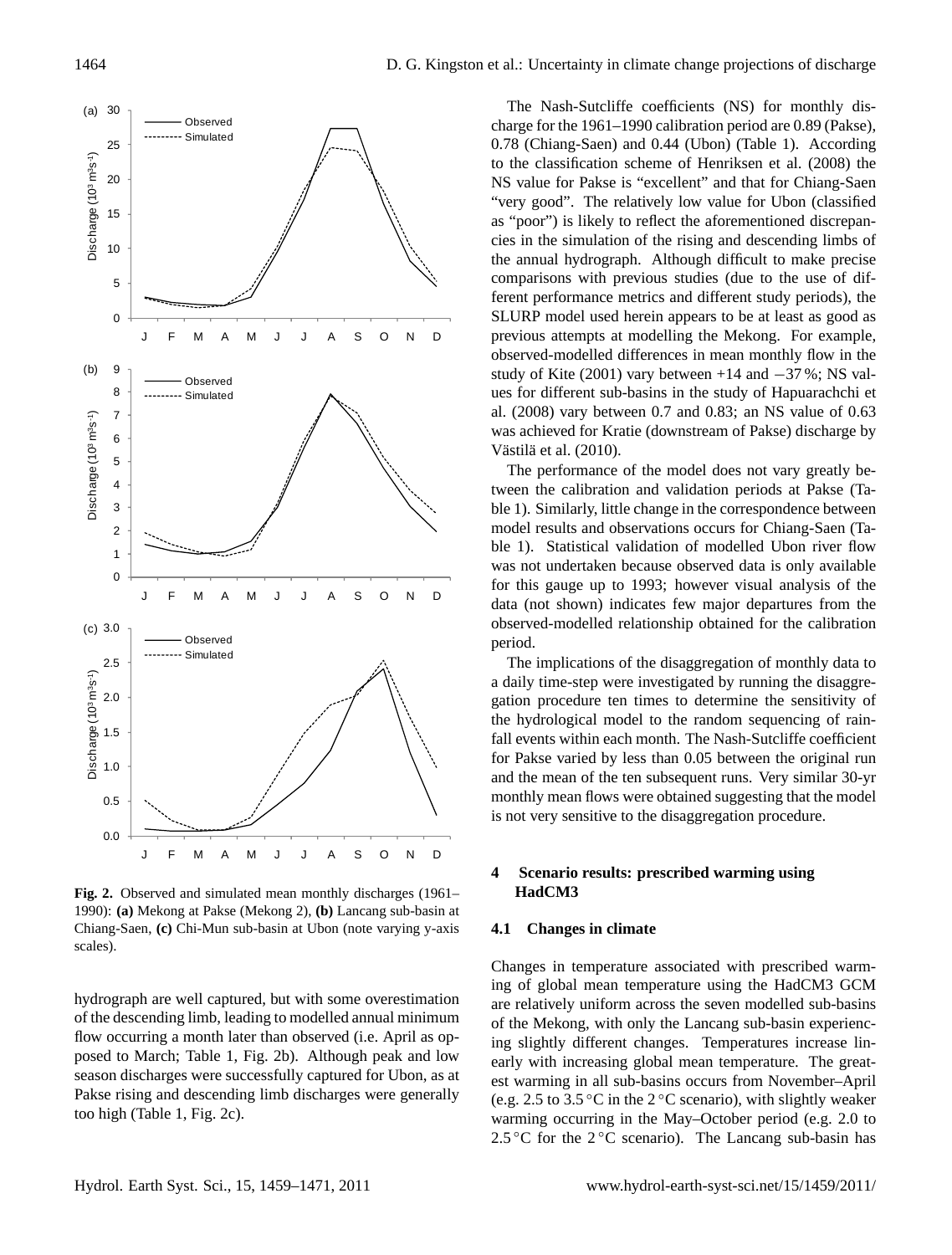**Fig. 2.** Observed and simulated mean monthly discharges (1961–1990): **(a)** Mekong at Pakse (Mekong 2), **(b)** Lancang sub-basin at Chiang-Saen, **(c)** Chi-Mun sub-basin at Ubon (note varying y-axis scales).

hydrograph are well captured, but with some overestimation of the descending limb, leading to modelled annual minimum flow occurring a month later than observed (i.e. April as opposed to March; Table 1, Fig. 2b). Although peak and low season discharges were successfully captured for Ubon, as at Pakse rising and descending limb discharges were generally too high (Table 1, Fig. 2c).

The Nash-Sutcliffe coefficients (NS) for monthly discharge for the 1961–1990 calibration period are 0.89 (Pakse), 0.78 (Chiang-Saen) and 0.44 (Ubon) (Table 1). According to the classification scheme of Henriksen et al. (2008) the NS value for Pakse is "excellent" and that for Chiang-Saen "very good". The relatively low value for Ubon (classified as "poor") is likely to reflect the aforementioned discrepancies in the simulation of the rising and descending limbs of the annual hydrograph. Although difficult to make precise comparisons with previous studies (due to the use of different performance metrics and different study periods), the SLURP model used herein appears to be at least as good as previous attempts at modelling the Mekong. For example, observed-modelled differences in mean monthly flow in the study of Kite (2001) vary between +14 and −37 %; NS values for different sub-basins in the study of Hapuarachchi et al. (2008) vary between 0.7 and 0.83; an NS value of 0.63 was achieved for Kratie (downstream of Pakse) discharge by Västilä et al. (2010).

The performance of the model does not vary greatly between the calibration and validation periods at Pakse (Table 1). Similarly, little change in the correspondence between model results and observations occurs for Chiang-Saen (Table 1). Statistical validation of modelled Ubon river flow was not undertaken because observed data is only available for this gauge up to 1993; however visual analysis of the data (not shown) indicates few major departures from the observed-modelled relationship obtained for the calibration period.

The implications of the disaggregation of monthly data to a daily time-step were investigated by running the disaggregation procedure ten times to determine the sensitivity of the hydrological model to the random sequencing of rainfall events within each month. The Nash-Sutcliffe coefficient for Pakse varied by less than 0.05 between the original run and the mean of the ten subsequent runs. Very similar 30-yr monthly mean flows were obtained suggesting that the model is not very sensitive to the disaggregation procedure.

## 4 Scenario results: prescribed warming using HadCM3

### 4.1 Changes in climate

Changes in temperature associated with prescribed warming of global mean temperature using the HadCM3 GCM are relatively uniform across the seven modelled sub-basins of the Mekong, with only the Lancang sub-basin experiencing slightly different changes. Temperatures increase linearly with increasing global mean temperature. The greatest warming in all sub-basins occurs from November–April (e.g. 2.5 to 3.5 °C in the 2 °C scenario), with slightly weaker warming occurring in the May–October period (e.g. 2.0 to 2.5 °C for the 2 °C scenario). The Lancang sub-basin has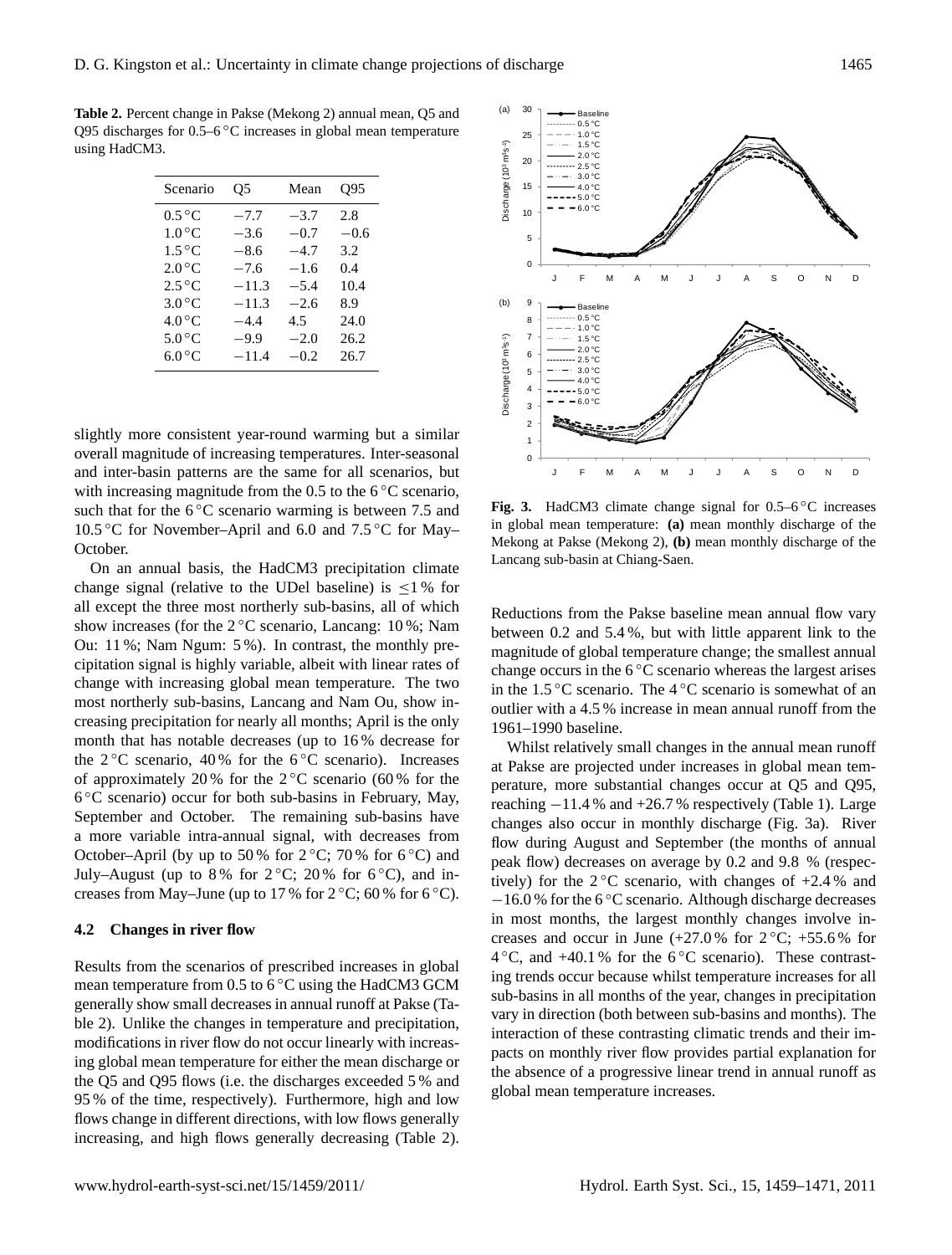**Table 2.** Percent change in Pakse (Mekong 2) annual mean, Q5 and Q95 discharges for 0.5–6 °C increases in global mean temperature using HadCM3.

| Scenario | Q5 | Mean | Q95 |
|---|---|---|---|
| 0.5 °C | −7.7 | −3.7 | 2.8 |
| 1.0 °C | −3.6 | −0.7 | −0.6 |
| 1.5 °C | −8.6 | −4.7 | 3.2 |
| 2.0 °C | −7.6 | −1.6 | 0.4 |
| 2.5 °C | −11.3 | −5.4 | 10.4 |
| 3.0 °C | −11.3 | −2.6 | 8.9 |
| 4.0 °C | −4.4 | 4.5 | 24.0 |
| 5.0 °C | −9.9 | −2.0 | 26.2 |
| 6.0 °C | −11.4 | −0.2 | 26.7 |

slightly more consistent year-round warming but a similar overall magnitude of increasing temperatures. Inter-seasonal and inter-basin patterns are the same for all scenarios, but with increasing magnitude from the 0.5 to the 6 °C scenario, such that for the 6 °C scenario warming is between 7.5 and 10.5 °C for November–April and 6.0 and 7.5 °C for May–October.

On an annual basis, the HadCM3 precipitation climate change signal (relative to the UDel baseline) is ≤1 % for all except the three most northerly sub-basins, all of which show increases (for the 2 °C scenario, Lancang: 10 %; Nam Ou: 11 %; Nam Ngum: 5 %). In contrast, the monthly precipitation signal is highly variable, albeit with linear rates of change with increasing global mean temperature. The two most northerly sub-basins, Lancang and Nam Ou, show increasing precipitation for nearly all months; April is the only month that has notable decreases (up to 16 % decrease for the 2 °C scenario, 40 % for the 6 °C scenario). Increases of approximately 20 % for the 2 °C scenario (60 % for the 6 °C scenario) occur for both sub-basins in February, May, September and October. The remaining sub-basins have a more variable intra-annual signal, with decreases from October–April (by up to 50 % for 2 °C; 70 % for 6 °C) and July–August (up to 8 % for 2 °C; 20 % for 6 °C), and increases from May–June (up to 17 % for 2 °C; 60 % for 6 °C).

### 4.2 Changes in river flow

Results from the scenarios of prescribed increases in global mean temperature from 0.5 to 6 °C using the HadCM3 GCM generally show small decreases in annual runoff at Pakse (Table 2). Unlike the changes in temperature and precipitation, modifications in river flow do not occur linearly with increasing global mean temperature for either the mean discharge or the Q5 and Q95 flows (i.e. the discharges exceeded 5 % and 95 % of the time, respectively). Furthermore, high and low flows change in different directions, with low flows generally increasing, and high flows generally decreasing (Table 2).

**Fig. 3.** HadCM3 climate change signal for 0.5–6 °C increases in global mean temperature: **(a)** mean monthly discharge of the Mekong at Pakse (Mekong 2), **(b)** mean monthly discharge of the Lancang sub-basin at Chiang-Saen.

Reductions from the Pakse baseline mean annual flow vary between 0.2 and 5.4 %, but with little apparent link to the magnitude of global temperature change; the smallest annual change occurs in the 6 °C scenario whereas the largest arises in the 1.5 °C scenario. The 4 °C scenario is somewhat of an outlier with a 4.5 % increase in mean annual runoff from the 1961–1990 baseline.

Whilst relatively small changes in the annual mean runoff at Pakse are projected under increases in global mean temperature, more substantial changes occur at Q5 and Q95, reaching −11.4 % and +26.7 % respectively (Table 1). Large changes also occur in monthly discharge (Fig. 3a). River flow during August and September (the months of annual peak flow) decreases on average by 0.2 and 9.8 % (respectively) for the 2 °C scenario, with changes of +2.4 % and −16.0 % for the 6 °C scenario. Although discharge decreases in most months, the largest monthly changes involve increases and occur in June (+27.0 % for 2 °C; +55.6 % for 4 °C, and +40.1 % for the 6 °C scenario). These contrasting trends occur because whilst temperature increases for all sub-basins in all months of the year, changes in precipitation vary in direction (both between sub-basins and months). The interaction of these contrasting climatic trends and their impacts on monthly river flow provides partial explanation for the absence of a progressive linear trend in annual runoff as global mean temperature increases.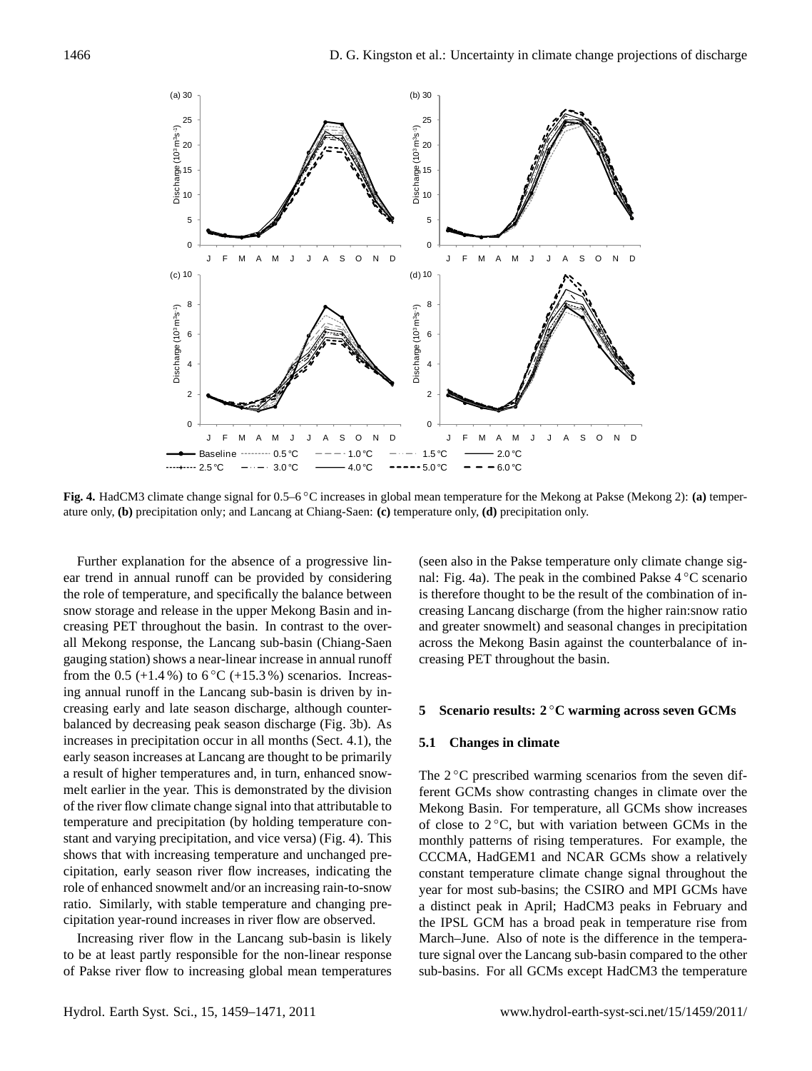**Fig. 4.** HadCM3 climate change signal for 0.5–6 °C increases in global mean temperature for the Mekong at Pakse (Mekong 2): **(a)** temperature only, **(b)** precipitation only; and Lancang at Chiang-Saen: **(c)** temperature only, **(d)** precipitation only.

Further explanation for the absence of a progressive linear trend in annual runoff can be provided by considering the role of temperature, and specifically the balance between snow storage and release in the upper Mekong Basin and increasing PET throughout the basin. In contrast to the overall Mekong response, the Lancang sub-basin (Chiang-Saen gauging station) shows a near-linear increase in annual runoff from the 0.5 (+1.4 %) to 6 °C (+15.3 %) scenarios. Increasing annual runoff in the Lancang sub-basin is driven by increasing early and late season discharge, although counterbalanced by decreasing peak season discharge (Fig. 3b). As increases in precipitation occur in all months (Sect. 4.1), the early season increases at Lancang are thought to be primarily a result of higher temperatures and, in turn, enhanced snowmelt earlier in the year. This is demonstrated by the division of the river flow climate change signal into that attributable to temperature and precipitation (by holding temperature constant and varying precipitation, and vice versa) (Fig. 4). This shows that with increasing temperature and unchanged precipitation, early season river flow increases, indicating the role of enhanced snowmelt and/or an increasing rain-to-snow ratio. Similarly, with stable temperature and changing precipitation year-round increases in river flow are observed.

Increasing river flow in the Lancang sub-basin is likely to be at least partly responsible for the non-linear response of Pakse river flow to increasing global mean temperatures (seen also in the Pakse temperature only climate change signal: Fig. 4a). The peak in the combined Pakse 4 °C scenario is therefore thought to be the result of the combination of increasing Lancang discharge (from the higher rain:snow ratio and greater snowmelt) and seasonal changes in precipitation across the Mekong Basin against the counterbalance of increasing PET throughout the basin.

## 5 Scenario results: 2 °C warming across seven GCMs

### 5.1 Changes in climate

The 2 °C prescribed warming scenarios from the seven different GCMs show contrasting changes in climate over the Mekong Basin. For temperature, all GCMs show increases of close to 2 °C, but with variation between GCMs in the monthly patterns of rising temperatures. For example, the CCCMA, HadGEM1 and NCAR GCMs show a relatively constant temperature climate change signal throughout the year for most sub-basins; the CSIRO and MPI GCMs have a distinct peak in April; HadCM3 peaks in February and the IPSL GCM has a broad peak in temperature rise from March–June. Also of note is the difference in the temperature signal over the Lancang sub-basin compared to the other sub-basins. For all GCMs except HadCM3 the temperature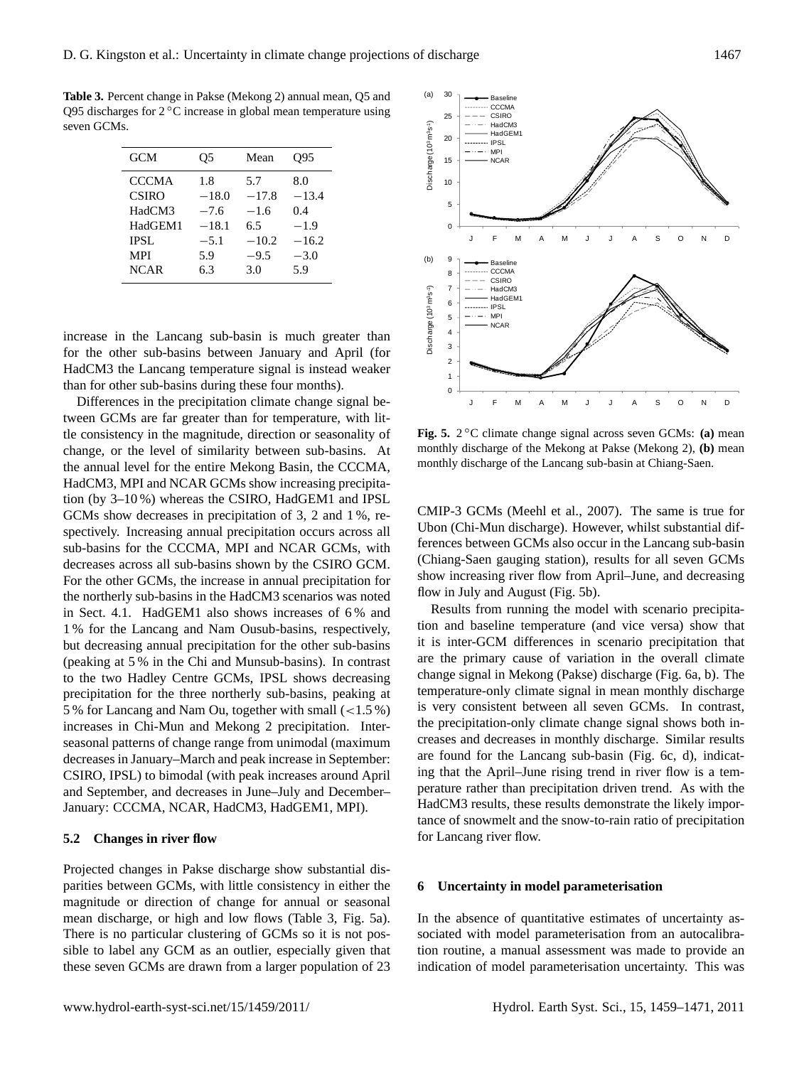**Table 3.** Percent change in Pakse (Mekong 2) annual mean, Q5 and Q95 discharges for 2 °C increase in global mean temperature using seven GCMs.

| GCM | Q5 | Mean | Q95 |
|---|---|---|---|
| CCCMA | 1.8 | 5.7 | 8.0 |
| CSIRO | −18.0 | −17.8 | −13.4 |
| HadCM3 | −7.6 | −1.6 | 0.4 |
| HadGEM1 | −18.1 | 6.5 | −1.9 |
| IPSL | −5.1 | −10.2 | −16.2 |
| MPI | 5.9 | −9.5 | −3.0 |
| NCAR | 6.3 | 3.0 | 5.9 |

increase in the Lancang sub-basin is much greater than for the other sub-basins between January and April (for HadCM3 the Lancang temperature signal is instead weaker than for other sub-basins during these four months).

Differences in the precipitation climate change signal between GCMs are far greater than for temperature, with little consistency in the magnitude, direction or seasonality of change, or the level of similarity between sub-basins. At the annual level for the entire Mekong Basin, the CCCMA, HadCM3, MPI and NCAR GCMs show increasing precipitation (by 3–10 %) whereas the CSIRO, HadGEM1 and IPSL GCMs show decreases in precipitation of 3, 2 and 1 %, respectively. Increasing annual precipitation occurs across all sub-basins for the CCCMA, MPI and NCAR GCMs, with decreases across all sub-basins shown by the CSIRO GCM. For the other GCMs, the increase in annual precipitation for the northerly sub-basins in the HadCM3 scenarios was noted in Sect. 4.1. HadGEM1 also shows increases of 6 % and 1 % for the Lancang and Nam Ousub-basins, respectively, but decreasing annual precipitation for the other sub-basins (peaking at 5 % in the Chi and Munsub-basins). In contrast to the two Hadley Centre GCMs, IPSL shows decreasing precipitation for the three northerly sub-basins, peaking at 5 % for Lancang and Nam Ou, together with small (<1.5 %) increases in Chi-Mun and Mekong 2 precipitation. Inter-seasonal patterns of change range from unimodal (maximum decreases in January–March and peak increase in September: CSIRO, IPSL) to bimodal (with peak increases around April and September, and decreases in June–July and December–January: CCCMA, NCAR, HadCM3, HadGEM1, MPI).

### 5.2 Changes in river flow

Projected changes in Pakse discharge show substantial disparities between GCMs, with little consistency in either the magnitude or direction of change for annual or seasonal mean discharge, or high and low flows (Table 3, Fig. 5a). There is no particular clustering of GCMs so it is not possible to label any GCM as an outlier, especially given that these seven GCMs are drawn from a larger population of 23 CMIP-3 GCMs (Meehl et al., 2007). The same is true for Ubon (Chi-Mun discharge). However, whilst substantial differences between GCMs also occur in the Lancang sub-basin (Chiang-Saen gauging station), results for all seven GCMs show increasing river flow from April–June, and decreasing flow in July and August (Fig. 5b).

**Fig. 5.** 2 °C climate change signal across seven GCMs: **(a)** mean monthly discharge of the Mekong at Pakse (Mekong 2), **(b)** mean monthly discharge of the Lancang sub-basin at Chiang-Saen.

Results from running the model with scenario precipitation and baseline temperature (and vice versa) show that it is inter-GCM differences in scenario precipitation that are the primary cause of variation in the overall climate change signal in Mekong (Pakse) discharge (Fig. 6a, b). The temperature-only climate signal in mean monthly discharge is very consistent between all seven GCMs. In contrast, the precipitation-only climate change signal shows both increases and decreases in monthly discharge. Similar results are found for the Lancang sub-basin (Fig. 6c, d), indicating that the April–June rising trend in river flow is a temperature rather than precipitation driven trend. As with the HadCM3 results, these results demonstrate the likely importance of snowmelt and the snow-to-rain ratio of precipitation for Lancang river flow.

## 6 Uncertainty in model parameterisation

In the absence of quantitative estimates of uncertainty associated with model parameterisation from an autocalibration routine, a manual assessment was made to provide an indication of model parameterisation uncertainty. This was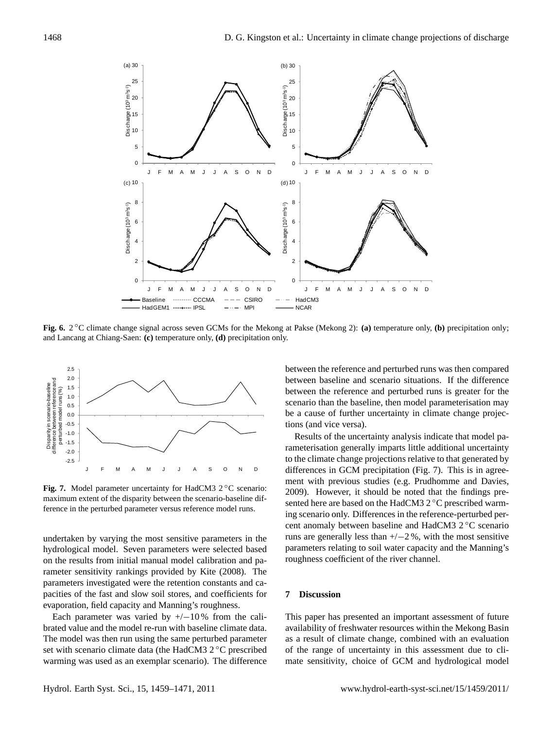**Fig. 6.** 2 °C climate change signal across seven GCMs for the Mekong at Pakse (Mekong 2): **(a)** temperature only, **(b)** precipitation only; and Lancang at Chiang-Saen: **(c)** temperature only, **(d)** precipitation only.

**Fig. 7.** Model parameter uncertainty for HadCM3 2 °C scenario: maximum extent of the disparity between the scenario-baseline difference in the perturbed parameter versus reference model runs.

undertaken by varying the most sensitive parameters in the hydrological model. Seven parameters were selected based on the results from initial manual model calibration and parameter sensitivity rankings provided by Kite (2008). The parameters investigated were the retention constants and capacities of the fast and slow soil stores, and coefficients for evaporation, field capacity and Manning's roughness.

Each parameter was varied by +/−10 % from the calibrated value and the model re-run with baseline climate data. The model was then run using the same perturbed parameter set with scenario climate data (the HadCM3 2 °C prescribed warming was used as an exemplar scenario). The difference between the reference and perturbed runs was then compared between baseline and scenario situations. If the difference between the reference and perturbed runs is greater for the scenario than the baseline, then model parameterisation may be a cause of further uncertainty in climate change projections (and vice versa).

Results of the uncertainty analysis indicate that model parameterisation generally imparts little additional uncertainty to the climate change projections relative to that generated by differences in GCM precipitation (Fig. 7). This is in agreement with previous studies (e.g. Prudhomme and Davies, 2009). However, it should be noted that the findings presented here are based on the HadCM3 2 °C prescribed warming scenario only. Differences in the reference-perturbed percent anomaly between baseline and HadCM3 2 °C scenario runs are generally less than +/−2 %, with the most sensitive parameters relating to soil water capacity and the Manning's roughness coefficient of the river channel.

## 7 Discussion

This paper has presented an important assessment of future availability of freshwater resources within the Mekong Basin as a result of climate change, combined with an evaluation of the range of uncertainty in this assessment due to climate sensitivity, choice of GCM and hydrological model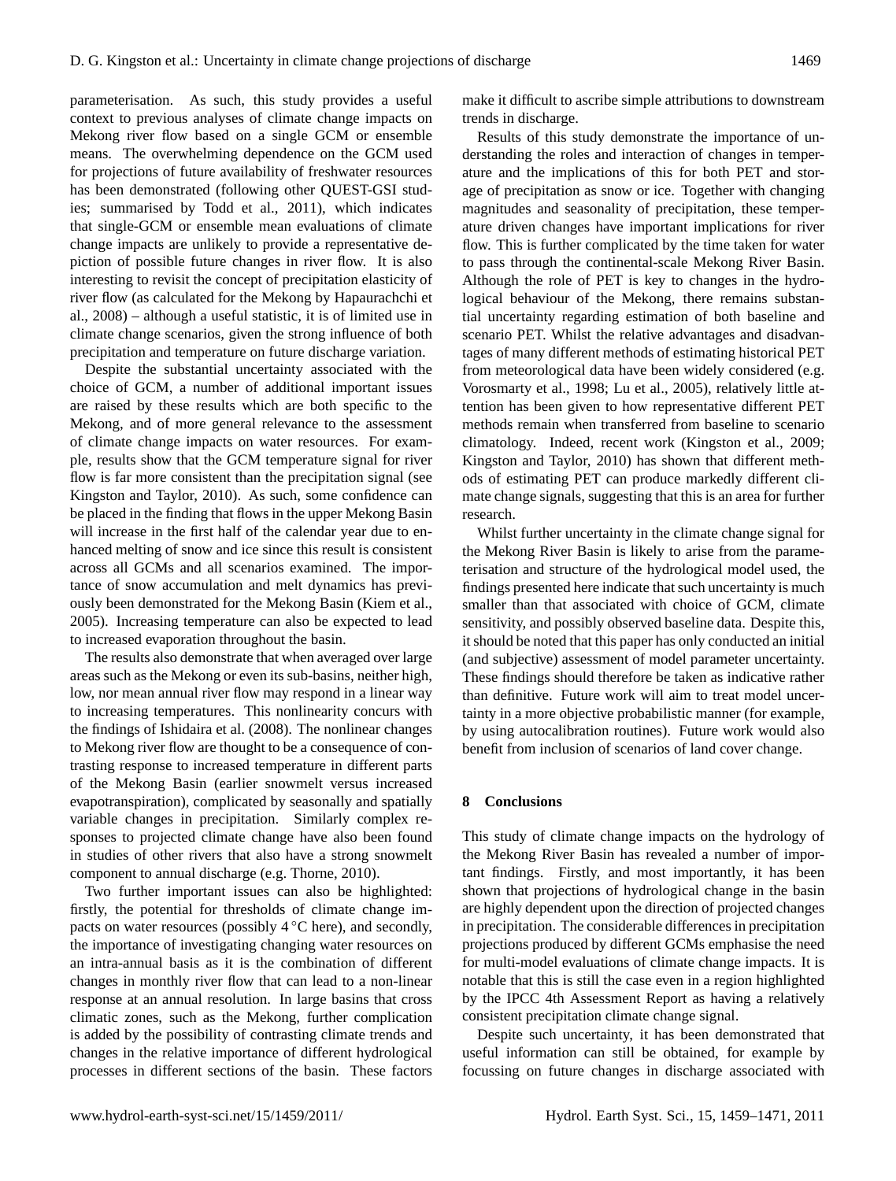parameterisation. As such, this study provides a useful context to previous analyses of climate change impacts on Mekong river flow based on a single GCM or ensemble means. The overwhelming dependence on the GCM used for projections of future availability of freshwater resources has been demonstrated (following other QUEST-GSI studies; summarised by Todd et al., 2011), which indicates that single-GCM or ensemble mean evaluations of climate change impacts are unlikely to provide a representative depiction of possible future changes in river flow. It is also interesting to revisit the concept of precipitation elasticity of river flow (as calculated for the Mekong by Hapaurachchi et al., 2008) – although a useful statistic, it is of limited use in climate change scenarios, given the strong influence of both precipitation and temperature on future discharge variation.

Despite the substantial uncertainty associated with the choice of GCM, a number of additional important issues are raised by these results which are both specific to the Mekong, and of more general relevance to the assessment of climate change impacts on water resources. For example, results show that the GCM temperature signal for river flow is far more consistent than the precipitation signal (see Kingston and Taylor, 2010). As such, some confidence can be placed in the finding that flows in the upper Mekong Basin will increase in the first half of the calendar year due to enhanced melting of snow and ice since this result is consistent across all GCMs and all scenarios examined. The importance of snow accumulation and melt dynamics has previously been demonstrated for the Mekong Basin (Kiem et al., 2005). Increasing temperature can also be expected to lead to increased evaporation throughout the basin.

The results also demonstrate that when averaged over large areas such as the Mekong or even its sub-basins, neither high, low, nor mean annual river flow may respond in a linear way to increasing temperatures. This nonlinearity concurs with the findings of Ishidaira et al. (2008). The nonlinear changes to Mekong river flow are thought to be a consequence of contrasting response to increased temperature in different parts of the Mekong Basin (earlier snowmelt versus increased evapotranspiration), complicated by seasonally and spatially variable changes in precipitation. Similarly complex responses to projected climate change have also been found in studies of other rivers that also have a strong snowmelt component to annual discharge (e.g. Thorne, 2010).

Two further important issues can also be highlighted: firstly, the potential for thresholds of climate change impacts on water resources (possibly 4 °C here), and secondly, the importance of investigating changing water resources on an intra-annual basis as it is the combination of different changes in monthly river flow that can lead to a non-linear response at an annual resolution. In large basins that cross climatic zones, such as the Mekong, further complication is added by the possibility of contrasting climate trends and changes in the relative importance of different hydrological processes in different sections of the basin. These factors make it difficult to ascribe simple attributions to downstream trends in discharge.

Results of this study demonstrate the importance of understanding the roles and interaction of changes in temperature and the implications of this for both PET and storage of precipitation as snow or ice. Together with changing magnitudes and seasonality of precipitation, these temperature driven changes have important implications for river flow. This is further complicated by the time taken for water to pass through the continental-scale Mekong River Basin. Although the role of PET is key to changes in the hydrological behaviour of the Mekong, there remains substantial uncertainty regarding estimation of both baseline and scenario PET. Whilst the relative advantages and disadvantages of many different methods of estimating historical PET from meteorological data have been widely considered (e.g. Vorosmarty et al., 1998; Lu et al., 2005), relatively little attention has been given to how representative different PET methods remain when transferred from baseline to scenario climatology. Indeed, recent work (Kingston et al., 2009; Kingston and Taylor, 2010) has shown that different methods of estimating PET can produce markedly different climate change signals, suggesting that this is an area for further research.

Whilst further uncertainty in the climate change signal for the Mekong River Basin is likely to arise from the parameterisation and structure of the hydrological model used, the findings presented here indicate that such uncertainty is much smaller than that associated with choice of GCM, climate sensitivity, and possibly observed baseline data. Despite this, it should be noted that this paper has only conducted an initial (and subjective) assessment of model parameter uncertainty. These findings should therefore be taken as indicative rather than definitive. Future work will aim to treat model uncertainty in a more objective probabilistic manner (for example, by using autocalibration routines). Future work would also benefit from inclusion of scenarios of land cover change.

## 8 Conclusions

This study of climate change impacts on the hydrology of the Mekong River Basin has revealed a number of important findings. Firstly, and most importantly, it has been shown that projections of hydrological change in the basin are highly dependent upon the direction of projected changes in precipitation. The considerable differences in precipitation projections produced by different GCMs emphasise the need for multi-model evaluations of climate change impacts. It is notable that this is still the case even in a region highlighted by the IPCC 4th Assessment Report as having a relatively consistent precipitation climate change signal.

Despite such uncertainty, it has been demonstrated that useful information can still be obtained, for example by focussing on future changes in discharge associated with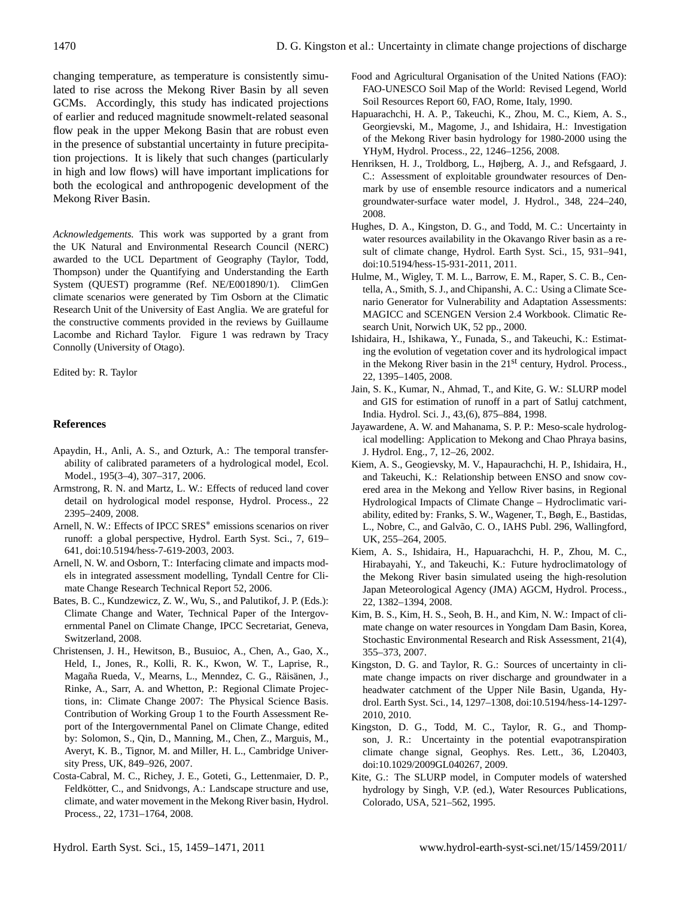changing temperature, as temperature is consistently simulated to rise across the Mekong River Basin by all seven GCMs. Accordingly, this study has indicated projections of earlier and reduced magnitude snowmelt-related seasonal flow peak in the upper Mekong Basin that are robust even in the presence of substantial uncertainty in future precipitation projections. It is likely that such changes (particularly in high and low flows) will have important implications for both the ecological and anthropogenic development of the Mekong River Basin.

*Acknowledgements.* This work was supported by a grant from the UK Natural and Environmental Research Council (NERC) awarded to the UCL Department of Geography (Taylor, Todd, Thompson) under the Quantifying and Understanding the Earth System (QUEST) programme (Ref. NE/E001890/1). ClimGen climate scenarios were generated by Tim Osborn at the Climatic Research Unit of the University of East Anglia. We are grateful for the constructive comments provided in the reviews by Guillaume Lacombe and Richard Taylor. Figure 1 was redrawn by Tracy Connolly (University of Otago).

Edited by: R. Taylor

## References

Apaydin, H., Anli, A. S., and Ozturk, A.: The temporal transferability of calibrated parameters of a hydrological model, Ecol. Model., 195(3–4), 307–317, 2006.

Armstrong, R. N. and Martz, L. W.: Effects of reduced land cover detail on hydrological model response, Hydrol. Process., 22 2395–2409, 2008.

Arnell, N. W.: Effects of IPCC SRES* emissions scenarios on river runoff: a global perspective, Hydrol. Earth Syst. Sci., 7, 619–641, doi:10.5194/hess-7-619-2003, 2003.

Arnell, N. W. and Osborn, T.: Interfacing climate and impacts models in integrated assessment modelling, Tyndall Centre for Climate Change Research Technical Report 52, 2006.

Bates, B. C., Kundzewicz, Z. W., Wu, S., and Palutikof, J. P. (Eds.): Climate Change and Water, Technical Paper of the Intergovernmental Panel on Climate Change, IPCC Secretariat, Geneva, Switzerland, 2008.

Christensen, J. H., Hewitson, B., Busuioc, A., Chen, A., Gao, X., Held, I., Jones, R., Kolli, R. K., Kwon, W. T., Laprise, R., Magaña Rueda, V., Mearns, L., Menndez, C. G., Räisänen, J., Rinke, A., Sarr, A. and Whetton, P.: Regional Climate Projections, in: Climate Change 2007: The Physical Science Basis. Contribution of Working Group 1 to the Fourth Assessment Report of the Intergovernmental Panel on Climate Change, edited by: Solomon, S., Qin, D., Manning, M., Chen, Z., Marguis, M., Averyt, K. B., Tignor, M. and Miller, H. L., Cambridge University Press, UK, 849–926, 2007.

Costa-Cabral, M. C., Richey, J. E., Goteti, G., Lettenmaier, D. P., Feldkötter, C., and Snidvongs, A.: Landscape structure and use, climate, and water movement in the Mekong River basin, Hydrol. Process., 22, 1731–1764, 2008.

Food and Agricultural Organisation of the United Nations (FAO): FAO-UNESCO Soil Map of the World: Revised Legend, World Soil Resources Report 60, FAO, Rome, Italy, 1990.

Hapuarachchi, H. A. P., Takeuchi, K., Zhou, M. C., Kiem, A. S., Georgievski, M., Magome, J., and Ishidaira, H.: Investigation of the Mekong River basin hydrology for 1980-2000 using the YHyM, Hydrol. Process., 22, 1246–1256, 2008.

Henriksen, H. J., Troldborg, L., Højberg, A. J., and Refsgaard, J. C.: Assessment of exploitable groundwater resources of Denmark by use of ensemble resource indicators and a numerical groundwater-surface water model, J. Hydrol., 348, 224–240, 2008.

Hughes, D. A., Kingston, D. G., and Todd, M. C.: Uncertainty in water resources availability in the Okavango River basin as a result of climate change, Hydrol. Earth Syst. Sci., 15, 931–941, doi:10.5194/hess-15-931-2011, 2011.

Hulme, M., Wigley, T. M. L., Barrow, E. M., Raper, S. C. B., Centella, A., Smith, S. J., and Chipanshi, A. C.: Using a Climate Scenario Generator for Vulnerability and Adaptation Assessments: MAGICC and SCENGEN Version 2.4 Workbook. Climatic Research Unit, Norwich UK, 52 pp., 2000.

Ishidaira, H., Ishikawa, Y., Funada, S., and Takeuchi, K.: Estimating the evolution of vegetation cover and its hydrological impact in the Mekong River basin in the 21st century, Hydrol. Process., 22, 1395–1405, 2008.

Jain, S. K., Kumar, N., Ahmad, T., and Kite, G. W.: SLURP model and GIS for estimation of runoff in a part of Satluj catchment, India. Hydrol. Sci. J., 43,(6), 875–884, 1998.

Jayawardene, A. W. and Mahanama, S. P. P.: Meso-scale hydrological modelling: Application to Mekong and Chao Phraya basins, J. Hydrol. Eng., 7, 12–26, 2002.

Kiem, A. S., Geogievsky, M. V., Hapaurachchi, H. P., Ishidaira, H., and Takeuchi, K.: Relationship between ENSO and snow covered area in the Mekong and Yellow River basins, in Regional Hydrological Impacts of Climate Change – Hydroclimatic variability, edited by: Franks, S. W., Wagener, T., Bøgh, E., Bastidas, L., Nobre, C., and Galvão, C. O., IAHS Publ. 296, Wallingford, UK, 255–264, 2005.

Kiem, A. S., Ishidaira, H., Hapuarachchi, H. P., Zhou, M. C., Hirabayahi, Y., and Takeuchi, K.: Future hydroclimatology of the Mekong River basin simulated useing the high-resolution Japan Meteorological Agency (JMA) AGCM, Hydrol. Process., 22, 1382–1394, 2008.

Kim, B. S., Kim, H. S., Seoh, B. H., and Kim, N. W.: Impact of climate change on water resources in Yongdam Dam Basin, Korea, Stochastic Environmental Research and Risk Assessment, 21(4), 355–373, 2007.

Kingston, D. G. and Taylor, R. G.: Sources of uncertainty in climate change impacts on river discharge and groundwater in a headwater catchment of the Upper Nile Basin, Uganda, Hydrol. Earth Syst. Sci., 14, 1297–1308, doi:10.5194/hess-14-1297-2010, 2010.

Kingston, D. G., Todd, M. C., Taylor, R. G., and Thompson, J. R.: Uncertainty in the potential evapotranspiration climate change signal, Geophys. Res. Lett., 36, L20403, doi:10.1029/2009GL040267, 2009.

Kite, G.: The SLURP model, in Computer models of watershed hydrology by Singh, V.P. (ed.), Water Resources Publications, Colorado, USA, 521–562, 1995.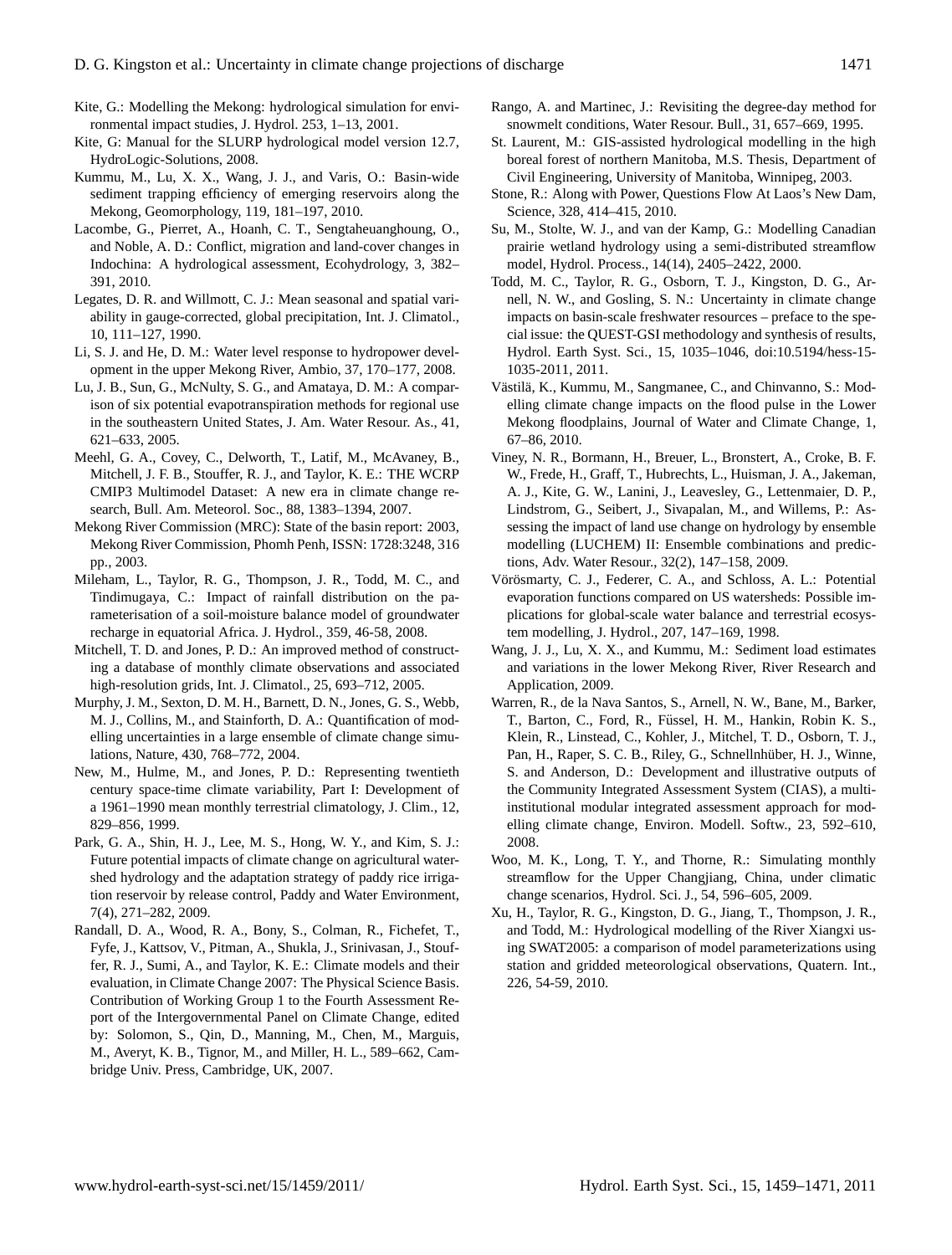Kite, G.: Modelling the Mekong: hydrological simulation for environmental impact studies, J. Hydrol. 253, 1–13, 2001.

Kite, G: Manual for the SLURP hydrological model version 12.7, HydroLogic-Solutions, 2008.

Kummu, M., Lu, X. X., Wang, J. J., and Varis, O.: Basin-wide sediment trapping efficiency of emerging reservoirs along the Mekong, Geomorphology, 119, 181–197, 2010.

Lacombe, G., Pierret, A., Hoanh, C. T., Sengtaheuanghoung, O., and Noble, A. D.: Conflict, migration and land-cover changes in Indochina: A hydrological assessment, Ecohydrology, 3, 382–391, 2010.

Legates, D. R. and Willmott, C. J.: Mean seasonal and spatial variability in gauge-corrected, global precipitation, Int. J. Climatol., 10, 111–127, 1990.

Li, S. J. and He, D. M.: Water level response to hydropower development in the upper Mekong River, Ambio, 37, 170–177, 2008.

Lu, J. B., Sun, G., McNulty, S. G., and Amataya, D. M.: A comparison of six potential evapotranspiration methods for regional use in the southeastern United States, J. Am. Water Resour. As., 41, 621–633, 2005.

Meehl, G. A., Covey, C., Delworth, T., Latif, M., McAvaney, B., Mitchell, J. F. B., Stouffer, R. J., and Taylor, K. E.: THE WCRP CMIP3 Multimodel Dataset: A new era in climate change research, Bull. Am. Meteorol. Soc., 88, 1383–1394, 2007.

Mekong River Commission (MRC): State of the basin report: 2003, Mekong River Commission, Phomh Penh, ISSN: 1728:3248, 316 pp., 2003.

Mileham, L., Taylor, R. G., Thompson, J. R., Todd, M. C., and Tindimugaya, C.: Impact of rainfall distribution on the parameterisation of a soil-moisture balance model of groundwater recharge in equatorial Africa. J. Hydrol., 359, 46-58, 2008.

Mitchell, T. D. and Jones, P. D.: An improved method of constructing a database of monthly climate observations and associated high-resolution grids, Int. J. Climatol., 25, 693–712, 2005.

Murphy, J. M., Sexton, D. M. H., Barnett, D. N., Jones, G. S., Webb, M. J., Collins, M., and Stainforth, D. A.: Quantification of modelling uncertainties in a large ensemble of climate change simulations, Nature, 430, 768–772, 2004.

New, M., Hulme, M., and Jones, P. D.: Representing twentieth century space-time climate variability, Part I: Development of a 1961–1990 mean monthly terrestrial climatology, J. Clim., 12, 829–856, 1999.

Park, G. A., Shin, H. J., Lee, M. S., Hong, W. Y., and Kim, S. J.: Future potential impacts of climate change on agricultural watershed hydrology and the adaptation strategy of paddy rice irrigation reservoir by release control, Paddy and Water Environment, 7(4), 271–282, 2009.

Randall, D. A., Wood, R. A., Bony, S., Colman, R., Fichefet, T., Fyfe, J., Kattsov, V., Pitman, A., Shukla, J., Srinivasan, J., Stouffer, R. J., Sumi, A., and Taylor, K. E.: Climate models and their evaluation, in Climate Change 2007: The Physical Science Basis. Contribution of Working Group 1 to the Fourth Assessment Report of the Intergovernmental Panel on Climate Change, edited by: Solomon, S., Qin, D., Manning, M., Chen, M., Marguis, M., Averyt, K. B., Tignor, M., and Miller, H. L., 589–662, Cambridge Univ. Press, Cambridge, UK, 2007.

Rango, A. and Martinec, J.: Revisiting the degree-day method for snowmelt conditions, Water Resour. Bull., 31, 657–669, 1995.

St. Laurent, M.: GIS-assisted hydrological modelling in the high boreal forest of northern Manitoba, M.S. Thesis, Department of Civil Engineering, University of Manitoba, Winnipeg, 2003.

Stone, R.: Along with Power, Questions Flow At Laos's New Dam, Science, 328, 414–415, 2010.

Su, M., Stolte, W. J., and van der Kamp, G.: Modelling Canadian prairie wetland hydrology using a semi-distributed streamflow model, Hydrol. Process., 14(14), 2405–2422, 2000.

Todd, M. C., Taylor, R. G., Osborn, T. J., Kingston, D. G., Arnell, N. W., and Gosling, S. N.: Uncertainty in climate change impacts on basin-scale freshwater resources – preface to the special issue: the QUEST-GSI methodology and synthesis of results, Hydrol. Earth Syst. Sci., 15, 1035–1046, doi:10.5194/hess-15-1035-2011, 2011.

Västilä, K., Kummu, M., Sangmanee, C., and Chinvanno, S.: Modelling climate change impacts on the flood pulse in the Lower Mekong floodplains, Journal of Water and Climate Change, 1, 67–86, 2010.

Viney, N. R., Bormann, H., Breuer, L., Bronstert, A., Croke, B. F. W., Frede, H., Graff, T., Hubrechts, L., Huisman, J. A., Jakeman, A. J., Kite, G. W., Lanini, J., Leavesley, G., Lettenmaier, D. P., Lindstrom, G., Seibert, J., Sivapalan, M., and Willems, P.: Assessing the impact of land use change on hydrology by ensemble modelling (LUCHEM) II: Ensemble combinations and predictions, Adv. Water Resour., 32(2), 147–158, 2009.

Vörösmarty, C. J., Federer, C. A., and Schloss, A. L.: Potential evaporation functions compared on US watersheds: Possible implications for global-scale water balance and terrestrial ecosystem modelling, J. Hydrol., 207, 147–169, 1998.

Wang, J. J., Lu, X. X., and Kummu, M.: Sediment load estimates and variations in the lower Mekong River, River Research and Application, 2009.

Warren, R., de la Nava Santos, S., Arnell, N. W., Bane, M., Barker, T., Barton, C., Ford, R., Füssel, H. M., Hankin, Robin K. S., Klein, R., Linstead, C., Kohler, J., Mitchel, T. D., Osborn, T. J., Pan, H., Raper, S. C. B., Riley, G., Schnellnhüber, H. J., Winne, S. and Anderson, D.: Development and illustrative outputs of the Community Integrated Assessment System (CIAS), a multi-institutional modular integrated assessment approach for modelling climate change, Environ. Modell. Softw., 23, 592–610, 2008.

Woo, M. K., Long, T. Y., and Thorne, R.: Simulating monthly streamflow for the Upper Changjiang, China, under climatic change scenarios, Hydrol. Sci. J., 54, 596–605, 2009.

Xu, H., Taylor, R. G., Kingston, D. G., Jiang, T., Thompson, J. R., and Todd, M.: Hydrological modelling of the River Xiangxi using SWAT2005: a comparison of model parameterizations using station and gridded meteorological observations, Quatern. Int., 226, 54-59, 2010.